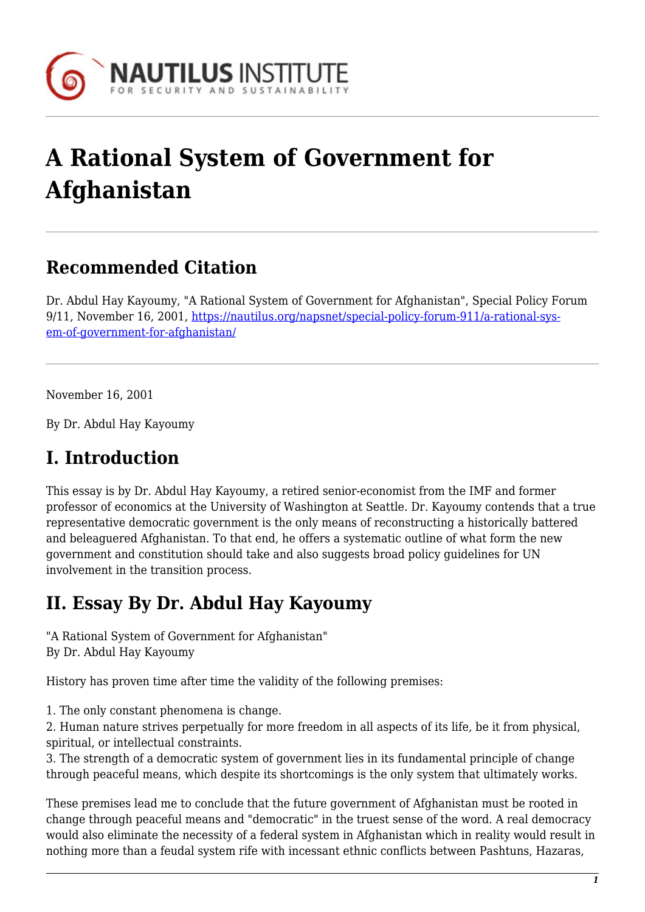# A Rational System of Government for Afghanistan

## Recommended Citation

Dr. Abdul Hay Kayoumy, "A Rational System of Government for Afghanistan", Special Policy Forum 9/11, November 16, 2001, https://nautilus.org/napsnet/special-policy-forum-911/a-rational-system-of-government-for-afghanistan/

November 16, 2001

By Dr. Abdul Hay Kayoumy

## I. Introduction

This essay is by Dr. Abdul Hay Kayoumy, a retired senior-economist from the IMF and former professor of economics at the University of Washington at Seattle. Dr. Kayoumy contends that a true representative democratic government is the only means of reconstructing a historically battered and beleaguered Afghanistan. To that end, he offers a systematic outline of what form the new government and constitution should take and also suggests broad policy guidelines for UN involvement in the transition process.

## II. Essay By Dr. Abdul Hay Kayoumy

"A Rational System of Government for Afghanistan"
By Dr. Abdul Hay Kayoumy

History has proven time after time the validity of the following premises:

1. The only constant phenomena is change.
2. Human nature strives perpetually for more freedom in all aspects of its life, be it from physical, spiritual, or intellectual constraints.
3. The strength of a democratic system of government lies in its fundamental principle of change through peaceful means, which despite its shortcomings is the only system that ultimately works.

These premises lead me to conclude that the future government of Afghanistan must be rooted in change through peaceful means and "democratic" in the truest sense of the word. A real democracy would also eliminate the necessity of a federal system in Afghanistan which in reality would result in nothing more than a feudal system rife with incessant ethnic conflicts between Pashtuns, Hazaras,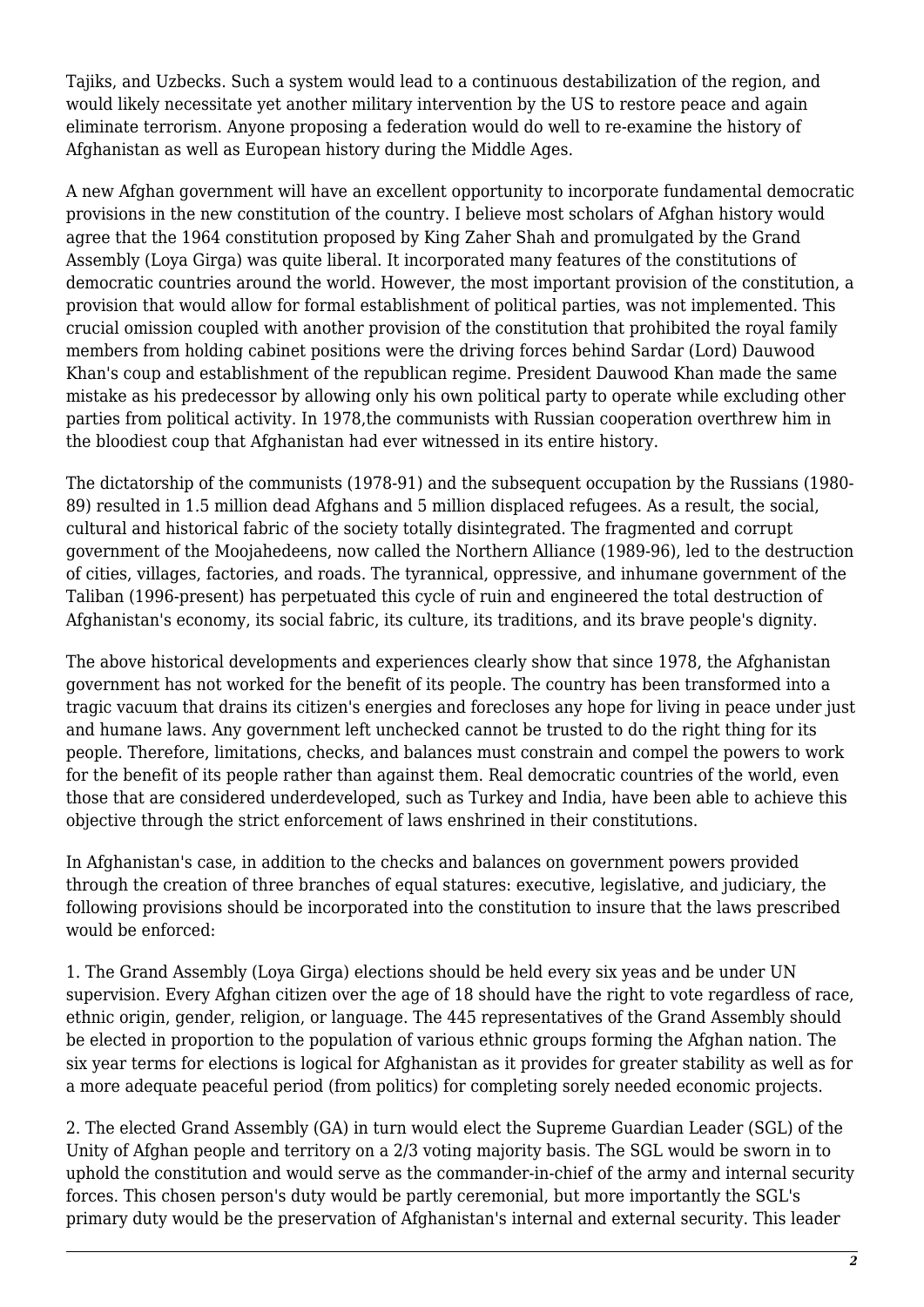Tajiks, and Uzbecks. Such a system would lead to a continuous destabilization of the region, and would likely necessitate yet another military intervention by the US to restore peace and again eliminate terrorism. Anyone proposing a federation would do well to re-examine the history of Afghanistan as well as European history during the Middle Ages.

A new Afghan government will have an excellent opportunity to incorporate fundamental democratic provisions in the new constitution of the country. I believe most scholars of Afghan history would agree that the 1964 constitution proposed by King Zaher Shah and promulgated by the Grand Assembly (Loya Girga) was quite liberal. It incorporated many features of the constitutions of democratic countries around the world. However, the most important provision of the constitution, a provision that would allow for formal establishment of political parties, was not implemented. This crucial omission coupled with another provision of the constitution that prohibited the royal family members from holding cabinet positions were the driving forces behind Sardar (Lord) Dauwood Khan's coup and establishment of the republican regime. President Dauwood Khan made the same mistake as his predecessor by allowing only his own political party to operate while excluding other parties from political activity. In 1978,the communists with Russian cooperation overthrew him in the bloodiest coup that Afghanistan had ever witnessed in its entire history.

The dictatorship of the communists (1978-91) and the subsequent occupation by the Russians (1980-89) resulted in 1.5 million dead Afghans and 5 million displaced refugees. As a result, the social, cultural and historical fabric of the society totally disintegrated. The fragmented and corrupt government of the Moojahedeens, now called the Northern Alliance (1989-96), led to the destruction of cities, villages, factories, and roads. The tyrannical, oppressive, and inhumane government of the Taliban (1996-present) has perpetuated this cycle of ruin and engineered the total destruction of Afghanistan's economy, its social fabric, its culture, its traditions, and its brave people's dignity.

The above historical developments and experiences clearly show that since 1978, the Afghanistan government has not worked for the benefit of its people. The country has been transformed into a tragic vacuum that drains its citizen's energies and forecloses any hope for living in peace under just and humane laws. Any government left unchecked cannot be trusted to do the right thing for its people. Therefore, limitations, checks, and balances must constrain and compel the powers to work for the benefit of its people rather than against them. Real democratic countries of the world, even those that are considered underdeveloped, such as Turkey and India, have been able to achieve this objective through the strict enforcement of laws enshrined in their constitutions.

In Afghanistan's case, in addition to the checks and balances on government powers provided through the creation of three branches of equal statures: executive, legislative, and judiciary, the following provisions should be incorporated into the constitution to insure that the laws prescribed would be enforced:

1. The Grand Assembly (Loya Girga) elections should be held every six yeas and be under UN supervision. Every Afghan citizen over the age of 18 should have the right to vote regardless of race, ethnic origin, gender, religion, or language. The 445 representatives of the Grand Assembly should be elected in proportion to the population of various ethnic groups forming the Afghan nation. The six year terms for elections is logical for Afghanistan as it provides for greater stability as well as for a more adequate peaceful period (from politics) for completing sorely needed economic projects.

2. The elected Grand Assembly (GA) in turn would elect the Supreme Guardian Leader (SGL) of the Unity of Afghan people and territory on a 2/3 voting majority basis. The SGL would be sworn in to uphold the constitution and would serve as the commander-in-chief of the army and internal security forces. This chosen person's duty would be partly ceremonial, but more importantly the SGL's primary duty would be the preservation of Afghanistan's internal and external security. This leader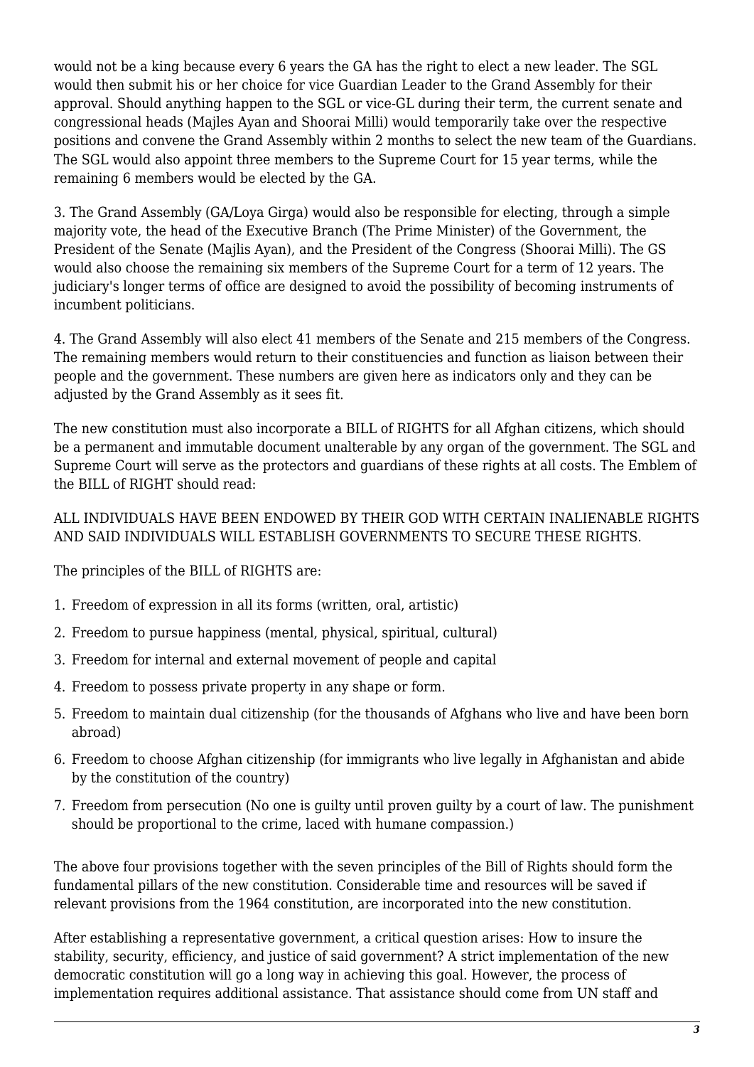would not be a king because every 6 years the GA has the right to elect a new leader. The SGL would then submit his or her choice for vice Guardian Leader to the Grand Assembly for their approval. Should anything happen to the SGL or vice-GL during their term, the current senate and congressional heads (Majles Ayan and Shoorai Milli) would temporarily take over the respective positions and convene the Grand Assembly within 2 months to select the new team of the Guardians. The SGL would also appoint three members to the Supreme Court for 15 year terms, while the remaining 6 members would be elected by the GA.

3. The Grand Assembly (GA/Loya Girga) would also be responsible for electing, through a simple majority vote, the head of the Executive Branch (The Prime Minister) of the Government, the President of the Senate (Majlis Ayan), and the President of the Congress (Shoorai Milli). The GS would also choose the remaining six members of the Supreme Court for a term of 12 years. The judiciary's longer terms of office are designed to avoid the possibility of becoming instruments of incumbent politicians.

4. The Grand Assembly will also elect 41 members of the Senate and 215 members of the Congress. The remaining members would return to their constituencies and function as liaison between their people and the government. These numbers are given here as indicators only and they can be adjusted by the Grand Assembly as it sees fit.

The new constitution must also incorporate a BILL of RIGHTS for all Afghan citizens, which should be a permanent and immutable document unalterable by any organ of the government. The SGL and Supreme Court will serve as the protectors and guardians of these rights at all costs. The Emblem of the BILL of RIGHT should read:

ALL INDIVIDUALS HAVE BEEN ENDOWED BY THEIR GOD WITH CERTAIN INALIENABLE RIGHTS AND SAID INDIVIDUALS WILL ESTABLISH GOVERNMENTS TO SECURE THESE RIGHTS.

The principles of the BILL of RIGHTS are:

1. Freedom of expression in all its forms (written, oral, artistic)
2. Freedom to pursue happiness (mental, physical, spiritual, cultural)
3. Freedom for internal and external movement of people and capital
4. Freedom to possess private property in any shape or form.
5. Freedom to maintain dual citizenship (for the thousands of Afghans who live and have been born abroad)
6. Freedom to choose Afghan citizenship (for immigrants who live legally in Afghanistan and abide by the constitution of the country)
7. Freedom from persecution (No one is guilty until proven guilty by a court of law. The punishment should be proportional to the crime, laced with humane compassion.)

The above four provisions together with the seven principles of the Bill of Rights should form the fundamental pillars of the new constitution. Considerable time and resources will be saved if relevant provisions from the 1964 constitution, are incorporated into the new constitution.

After establishing a representative government, a critical question arises: How to insure the stability, security, efficiency, and justice of said government? A strict implementation of the new democratic constitution will go a long way in achieving this goal. However, the process of implementation requires additional assistance. That assistance should come from UN staff and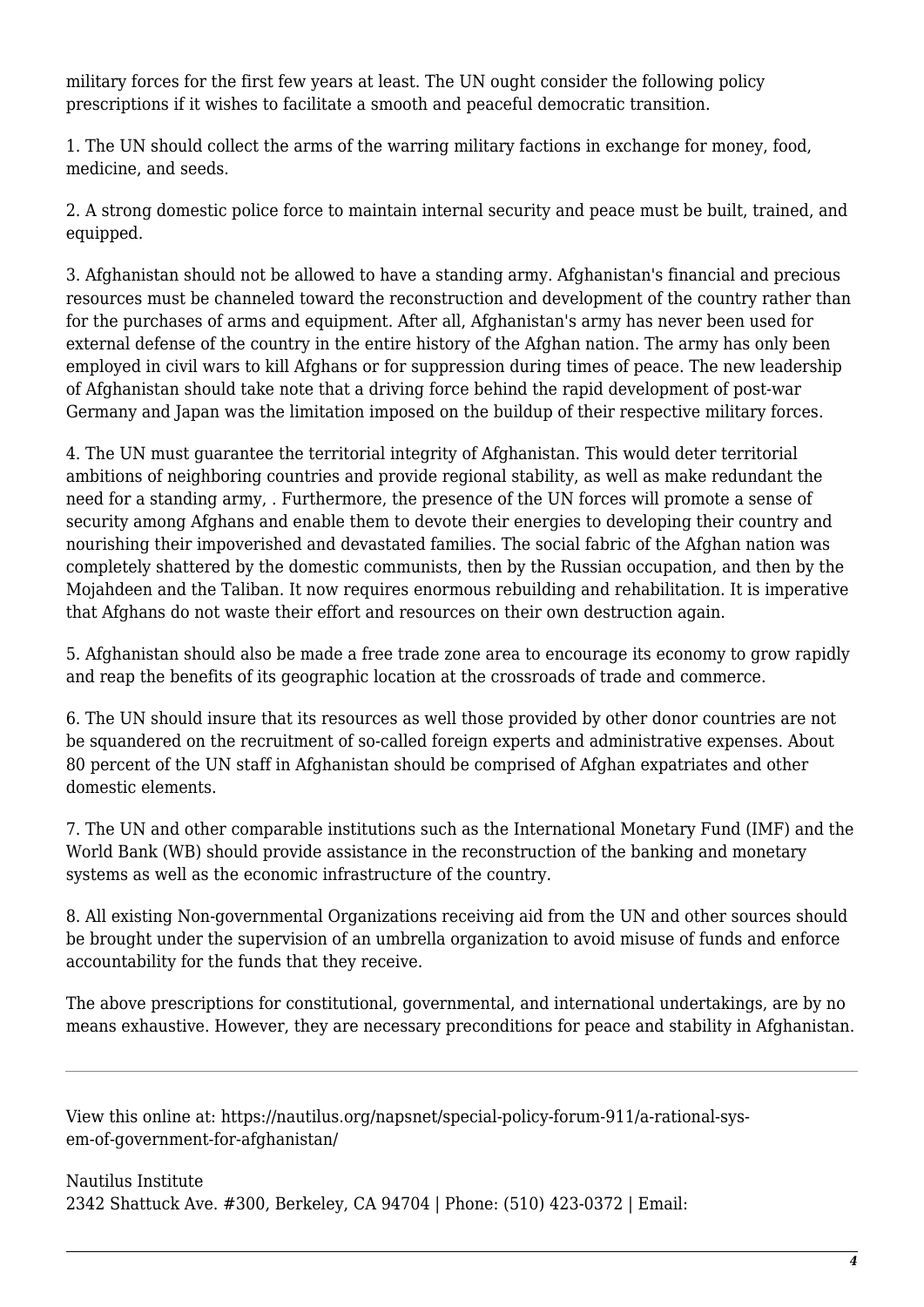military forces for the first few years at least. The UN ought consider the following policy prescriptions if it wishes to facilitate a smooth and peaceful democratic transition.

1. The UN should collect the arms of the warring military factions in exchange for money, food, medicine, and seeds.

2. A strong domestic police force to maintain internal security and peace must be built, trained, and equipped.

3. Afghanistan should not be allowed to have a standing army. Afghanistan's financial and precious resources must be channeled toward the reconstruction and development of the country rather than for the purchases of arms and equipment. After all, Afghanistan's army has never been used for external defense of the country in the entire history of the Afghan nation. The army has only been employed in civil wars to kill Afghans or for suppression during times of peace. The new leadership of Afghanistan should take note that a driving force behind the rapid development of post-war Germany and Japan was the limitation imposed on the buildup of their respective military forces.

4. The UN must guarantee the territorial integrity of Afghanistan. This would deter territorial ambitions of neighboring countries and provide regional stability, as well as make redundant the need for a standing army, . Furthermore, the presence of the UN forces will promote a sense of security among Afghans and enable them to devote their energies to developing their country and nourishing their impoverished and devastated families. The social fabric of the Afghan nation was completely shattered by the domestic communists, then by the Russian occupation, and then by the Mojahdeen and the Taliban. It now requires enormous rebuilding and rehabilitation. It is imperative that Afghans do not waste their effort and resources on their own destruction again.

5. Afghanistan should also be made a free trade zone area to encourage its economy to grow rapidly and reap the benefits of its geographic location at the crossroads of trade and commerce.

6. The UN should insure that its resources as well those provided by other donor countries are not be squandered on the recruitment of so-called foreign experts and administrative expenses. About 80 percent of the UN staff in Afghanistan should be comprised of Afghan expatriates and other domestic elements.

7. The UN and other comparable institutions such as the International Monetary Fund (IMF) and the World Bank (WB) should provide assistance in the reconstruction of the banking and monetary systems as well as the economic infrastructure of the country.

8. All existing Non-governmental Organizations receiving aid from the UN and other sources should be brought under the supervision of an umbrella organization to avoid misuse of funds and enforce accountability for the funds that they receive.

The above prescriptions for constitutional, governmental, and international undertakings, are by no means exhaustive. However, they are necessary preconditions for peace and stability in Afghanistan.

---

View this online at: https://nautilus.org/napsnet/special-policy-forum-911/a-rational-sys-em-of-government-for-afghanistan/

Nautilus Institute
2342 Shattuck Ave. #300, Berkeley, CA 94704 | Phone: (510) 423-0372 | Email: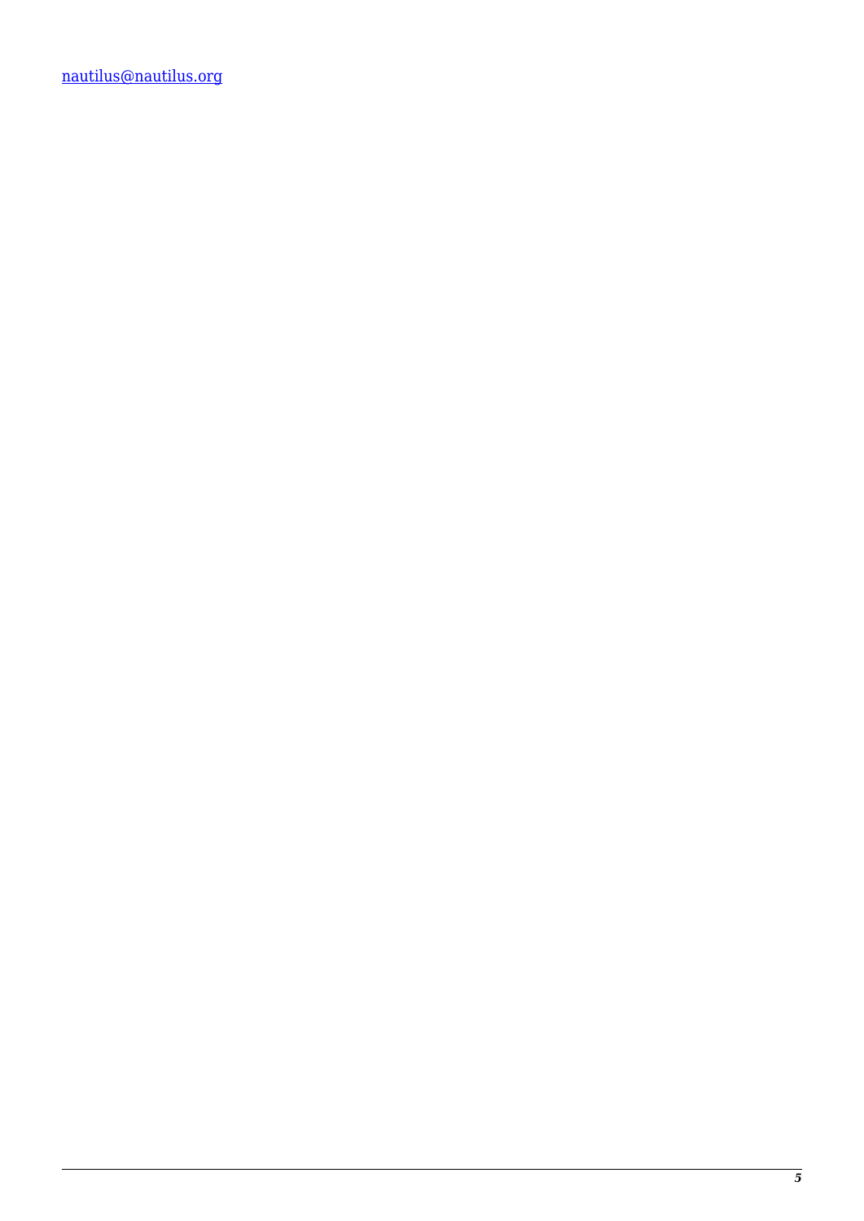[nautilus@nautilus.org](mailto:nautilus@nautilus.org)